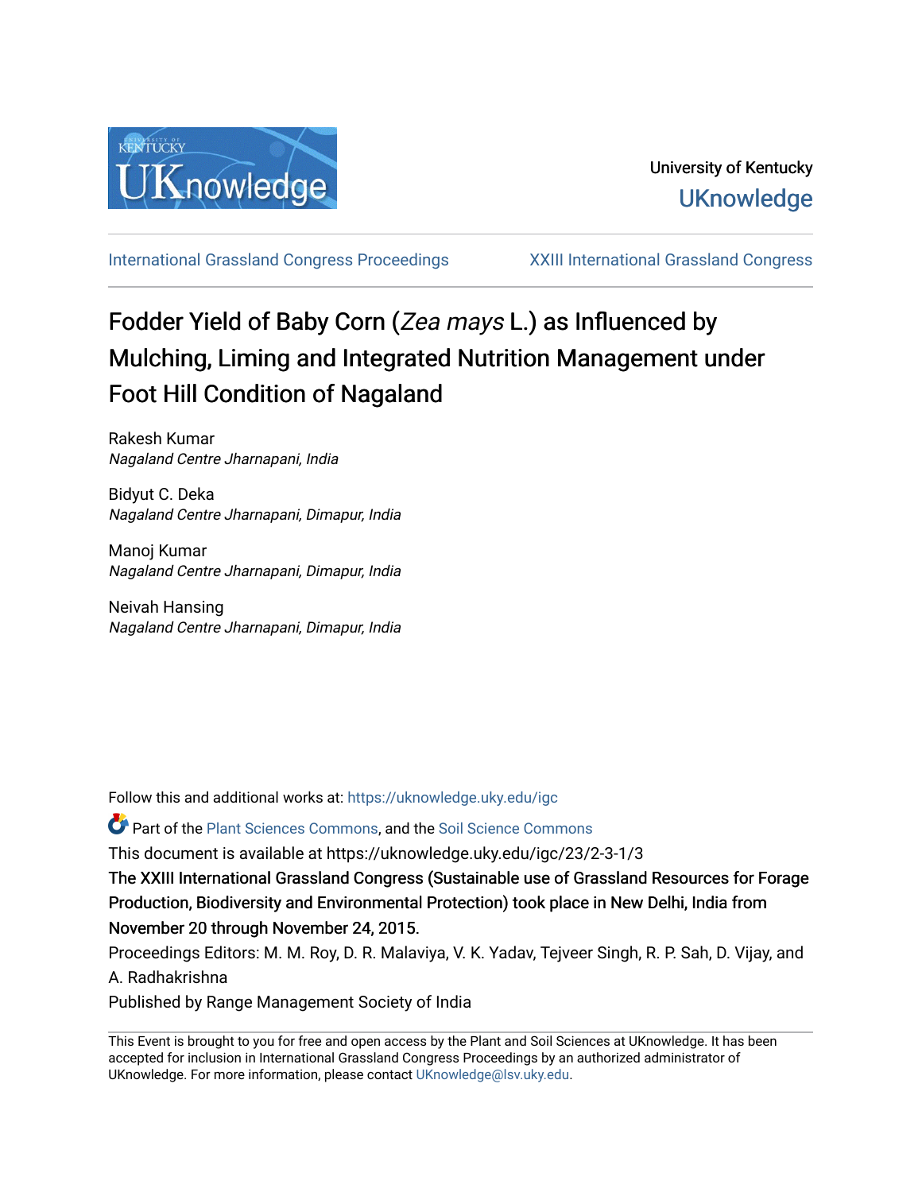University of Kentucky

UKnowledge

International Grassland Congress Proceedings

XXIII International Grassland Congress

# Fodder Yield of Baby Corn (*Zea mays* L.) as Influenced by Mulching, Liming and Integrated Nutrition Management under Foot Hill Condition of Nagaland

Rakesh Kumar
*Nagaland Centre Jharnapani, India*

Bidyut C. Deka
*Nagaland Centre Jharnapani, Dimapur, India*

Manoj Kumar
*Nagaland Centre Jharnapani, Dimapur, India*

Neivah Hansing
*Nagaland Centre Jharnapani, Dimapur, India*

Follow this and additional works at: https://uknowledge.uky.edu/igc

Part of the Plant Sciences Commons, and the Soil Science Commons

This document is available at https://uknowledge.uky.edu/igc/23/2-3-1/3

The XXIII International Grassland Congress (Sustainable use of Grassland Resources for Forage Production, Biodiversity and Environmental Protection) took place in New Delhi, India from November 20 through November 24, 2015.

Proceedings Editors: M. M. Roy, D. R. Malaviya, V. K. Yadav, Tejveer Singh, R. P. Sah, D. Vijay, and A. Radhakrishna

Published by Range Management Society of India

This Event is brought to you for free and open access by the Plant and Soil Sciences at UKnowledge. It has been accepted for inclusion in International Grassland Congress Proceedings by an authorized administrator of UKnowledge. For more information, please contact UKnowledge@lsv.uky.edu.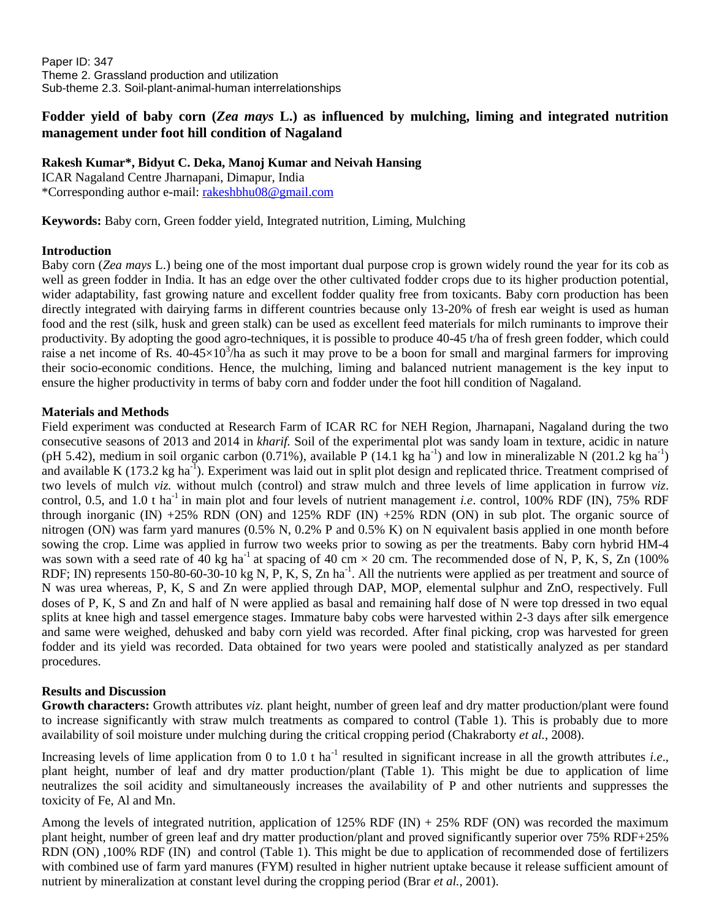Paper ID: 347
Theme 2. Grassland production and utilization
Sub-theme 2.3. Soil-plant-animal-human interrelationships

# Fodder yield of baby corn (*Zea mays* L.) as influenced by mulching, liming and integrated nutrition management under foot hill condition of Nagaland

**Rakesh Kumar\*, Bidyut C. Deka, Manoj Kumar and Neivah Hansing**

ICAR Nagaland Centre Jharnapani, Dimapur, India
\*Corresponding author e-mail: rakeshbhu08@gmail.com

**Keywords:** Baby corn, Green fodder yield, Integrated nutrition, Liming, Mulching

## Introduction

Baby corn (*Zea mays* L.) being one of the most important dual purpose crop is grown widely round the year for its cob as well as green fodder in India. It has an edge over the other cultivated fodder crops due to its higher production potential, wider adaptability, fast growing nature and excellent fodder quality free from toxicants. Baby corn production has been directly integrated with dairying farms in different countries because only 13-20% of fresh ear weight is used as human food and the rest (silk, husk and green stalk) can be used as excellent feed materials for milch ruminants to improve their productivity. By adopting the good agro-techniques, it is possible to produce 40-45 t/ha of fresh green fodder, which could raise a net income of Rs. $40\text{-}45\times10^3$/ha as such it may prove to be a boon for small and marginal farmers for improving their socio-economic conditions. Hence, the mulching, liming and balanced nutrient management is the key input to ensure the higher productivity in terms of baby corn and fodder under the foot hill condition of Nagaland.

## Materials and Methods

Field experiment was conducted at Research Farm of ICAR RC for NEH Region, Jharnapani, Nagaland during the two consecutive seasons of 2013 and 2014 in *kharif.* Soil of the experimental plot was sandy loam in texture, acidic in nature (pH 5.42), medium in soil organic carbon (0.71%), available P (14.1 kg $ha^{-1}$) and low in mineralizable N (201.2 kg $ha^{-1}$) and available K (173.2 kg $ha^{-1}$). Experiment was laid out in split plot design and replicated thrice. Treatment comprised of two levels of mulch *viz.* without mulch (control) and straw mulch and three levels of lime application in furrow *viz*. control, 0.5, and 1.0 t $ha^{-1}$ in main plot and four levels of nutrient management *i.e*. control, 100% RDF (IN), 75% RDF through inorganic (IN) +25% RDN (ON) and 125% RDF (IN) +25% RDN (ON) in sub plot. The organic source of nitrogen (ON) was farm yard manures (0.5% N, 0.2% P and 0.5% K) on N equivalent basis applied in one month before sowing the crop. Lime was applied in furrow two weeks prior to sowing as per the treatments. Baby corn hybrid HM-4 was sown with a seed rate of 40 kg $ha^{-1}$ at spacing of 40 cm × 20 cm. The recommended dose of N, P, K, S, Zn (100% RDF; IN) represents 150-80-60-30-10 kg N, P, K, S, Zn $ha^{-1}$. All the nutrients were applied as per treatment and source of N was urea whereas, P, K, S and Zn were applied through DAP, MOP, elemental sulphur and ZnO, respectively. Full doses of P, K, S and Zn and half of N were applied as basal and remaining half dose of N were top dressed in two equal splits at knee high and tassel emergence stages. Immature baby cobs were harvested within 2-3 days after silk emergence and same were weighed, dehusked and baby corn yield was recorded. After final picking, crop was harvested for green fodder and its yield was recorded. Data obtained for two years were pooled and statistically analyzed as per standard procedures.

## Results and Discussion

**Growth characters:** Growth attributes *viz.* plant height, number of green leaf and dry matter production/plant were found to increase significantly with straw mulch treatments as compared to control (Table 1). This is probably due to more availability of soil moisture under mulching during the critical cropping period (Chakraborty *et al.*, 2008).

Increasing levels of lime application from 0 to 1.0 t $ha^{-1}$ resulted in significant increase in all the growth attributes *i.e*., plant height, number of leaf and dry matter production/plant (Table 1). This might be due to application of lime neutralizes the soil acidity and simultaneously increases the availability of P and other nutrients and suppresses the toxicity of Fe, Al and Mn.

Among the levels of integrated nutrition, application of 125% RDF (IN) + 25% RDF (ON) was recorded the maximum plant height, number of green leaf and dry matter production/plant and proved significantly superior over 75% RDF+25% RDN (ON) ,100% RDF (IN) and control (Table 1). This might be due to application of recommended dose of fertilizers with combined use of farm yard manures (FYM) resulted in higher nutrient uptake because it release sufficient amount of nutrient by mineralization at constant level during the cropping period (Brar *et al.*, 2001).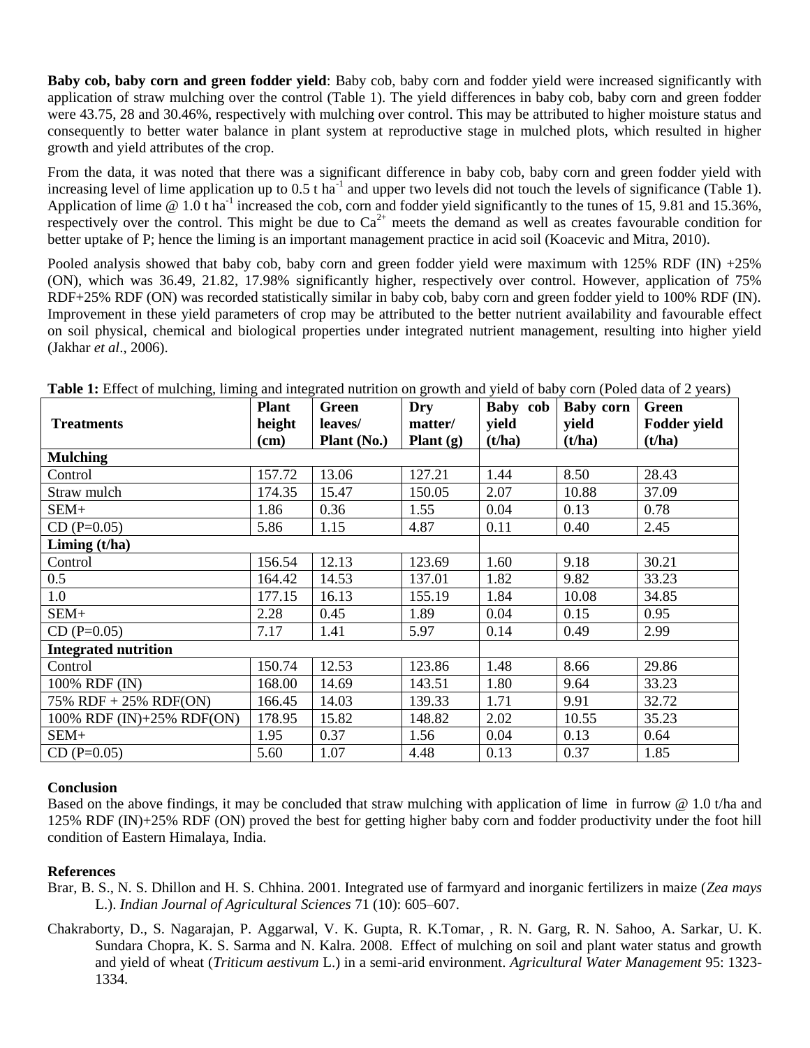**Baby cob, baby corn and green fodder yield**: Baby cob, baby corn and fodder yield were increased significantly with application of straw mulching over the control (Table 1). The yield differences in baby cob, baby corn and green fodder were 43.75, 28 and 30.46%, respectively with mulching over control. This may be attributed to higher moisture status and consequently to better water balance in plant system at reproductive stage in mulched plots, which resulted in higher growth and yield attributes of the crop.

From the data, it was noted that there was a significant difference in baby cob, baby corn and green fodder yield with increasing level of lime application up to 0.5 t ha$^{-1}$ and upper two levels did not touch the levels of significance (Table 1). Application of lime @ 1.0 t ha$^{-1}$ increased the cob, corn and fodder yield significantly to the tunes of 15, 9.81 and 15.36%, respectively over the control. This might be due to $Ca^{2+}$ meets the demand as well as creates favourable condition for better uptake of P; hence the liming is an important management practice in acid soil (Koacevic and Mitra, 2010).

Pooled analysis showed that baby cob, baby corn and green fodder yield were maximum with 125% RDF (IN) +25% (ON), which was 36.49, 21.82, 17.98% significantly higher, respectively over control. However, application of 75% RDF+25% RDF (ON) was recorded statistically similar in baby cob, baby corn and green fodder yield to 100% RDF (IN). Improvement in these yield parameters of crop may be attributed to the better nutrient availability and favourable effect on soil physical, chemical and biological properties under integrated nutrient management, resulting into higher yield (Jakhar *et al*., 2006).

**Table 1:** Effect of mulching, liming and integrated nutrition on growth and yield of baby corn (Poled data of 2 years)

| Treatments | Plant height (cm) | Green leaves/ Plant (No.) | Dry matter/ Plant (g) | Baby cob yield (t/ha) | Baby corn yield (t/ha) | Green Fodder yield (t/ha) |
|---|---|---|---|---|---|---|
| **Mulching** | | | | | | |
| Control | 157.72 | 13.06 | 127.21 | 1.44 | 8.50 | 28.43 |
| Straw mulch | 174.35 | 15.47 | 150.05 | 2.07 | 10.88 | 37.09 |
| SEM+ | 1.86 | 0.36 | 1.55 | 0.04 | 0.13 | 0.78 |
| CD (P=0.05) | 5.86 | 1.15 | 4.87 | 0.11 | 0.40 | 2.45 |
| **Liming (t/ha)** | | | | | | |
| Control | 156.54 | 12.13 | 123.69 | 1.60 | 9.18 | 30.21 |
| 0.5 | 164.42 | 14.53 | 137.01 | 1.82 | 9.82 | 33.23 |
| 1.0 | 177.15 | 16.13 | 155.19 | 1.84 | 10.08 | 34.85 |
| SEM+ | 2.28 | 0.45 | 1.89 | 0.04 | 0.15 | 0.95 |
| CD (P=0.05) | 7.17 | 1.41 | 5.97 | 0.14 | 0.49 | 2.99 |
| **Integrated nutrition** | | | | | | |
| Control | 150.74 | 12.53 | 123.86 | 1.48 | 8.66 | 29.86 |
| 100% RDF (IN) | 168.00 | 14.69 | 143.51 | 1.80 | 9.64 | 33.23 |
| 75% RDF + 25% RDF(ON) | 166.45 | 14.03 | 139.33 | 1.71 | 9.91 | 32.72 |
| 100% RDF (IN)+25% RDF(ON) | 178.95 | 15.82 | 148.82 | 2.02 | 10.55 | 35.23 |
| SEM+ | 1.95 | 0.37 | 1.56 | 0.04 | 0.13 | 0.64 |
| CD (P=0.05) | 5.60 | 1.07 | 4.48 | 0.13 | 0.37 | 1.85 |

## Conclusion

Based on the above findings, it may be concluded that straw mulching with application of lime in furrow @ 1.0 t/ha and 125% RDF (IN)+25% RDF (ON) proved the best for getting higher baby corn and fodder productivity under the foot hill condition of Eastern Himalaya, India.

## References

Brar, B. S., N. S. Dhillon and H. S. Chhina. 2001. Integrated use of farmyard and inorganic fertilizers in maize (*Zea mays* L.). *Indian Journal of Agricultural Sciences* 71 (10): 605–607.

Chakraborty, D., S. Nagarajan, P. Aggarwal, V. K. Gupta, R. K.Tomar, , R. N. Garg, R. N. Sahoo, A. Sarkar, U. K. Sundara Chopra, K. S. Sarma and N. Kalra. 2008. Effect of mulching on soil and plant water status and growth and yield of wheat (*Triticum aestivum* L.) in a semi-arid environment. *Agricultural Water Management* 95: 1323-1334.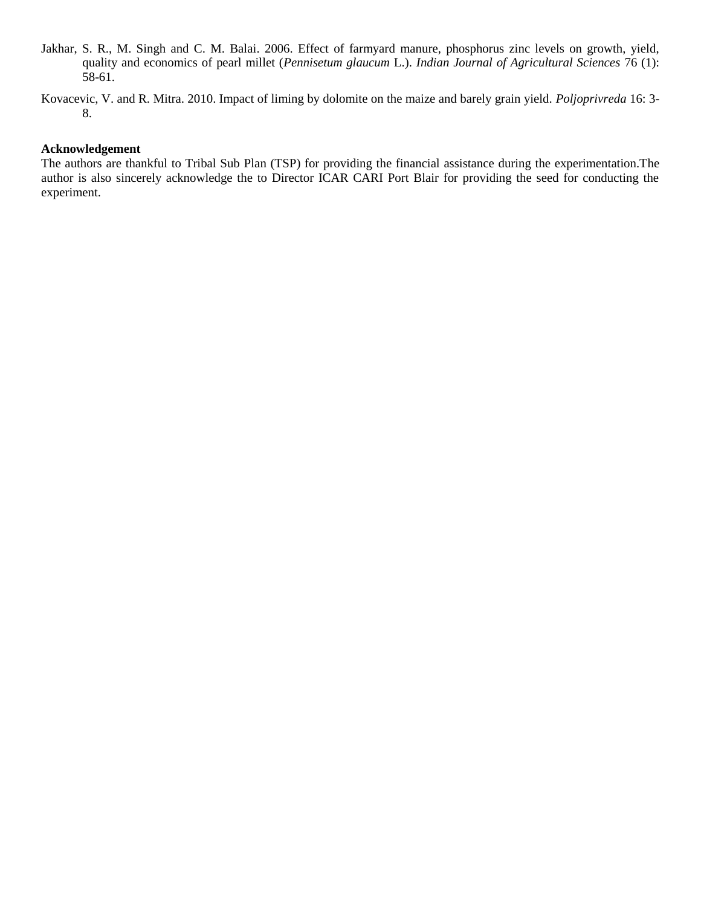Jakhar, S. R., M. Singh and C. M. Balai. 2006. Effect of farmyard manure, phosphorus zinc levels on growth, yield, quality and economics of pearl millet (*Pennisetum glaucum* L.). *Indian Journal of Agricultural Sciences* 76 (1): 58-61.

Kovacevic, V. and R. Mitra. 2010. Impact of liming by dolomite on the maize and barely grain yield. *Poljoprivreda* 16: 3-8.

**Acknowledgement**

The authors are thankful to Tribal Sub Plan (TSP) for providing the financial assistance during the experimentation.The author is also sincerely acknowledge the to Director ICAR CARI Port Blair for providing the seed for conducting the experiment.